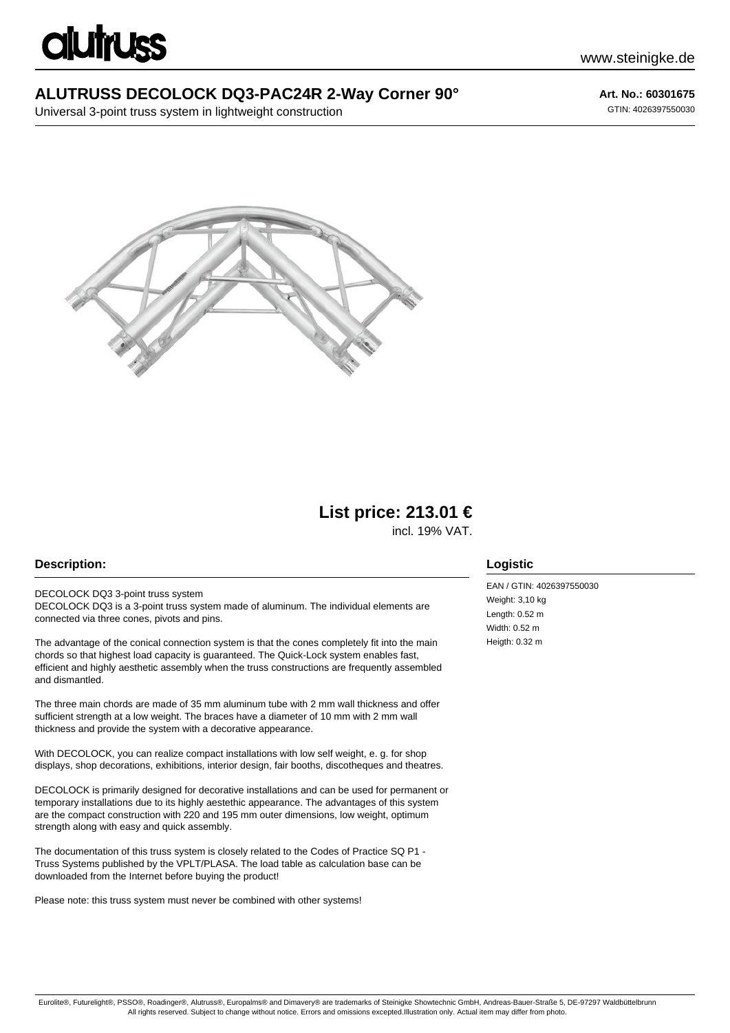# ALUTRUSS DECOLOCK DQ3-PAC24R 2-Way Corner 90°

Universal 3-point truss system in lightweight construction

**Art. No.: 60301675**

GTIN: 4026397550030

## List price: 213.01 €

incl. 19% VAT.

### Description:

DECOLOCK DQ3 3-point truss system
DECOLOCK DQ3 is a 3-point truss system made of aluminum. The individual elements are connected via three cones, pivots and pins.

The advantage of the conical connection system is that the cones completely fit into the main chords so that highest load capacity is guaranteed. The Quick-Lock system enables fast, efficient and highly aesthetic assembly when the truss constructions are frequently assembled and dismantled.

The three main chords are made of 35 mm aluminum tube with 2 mm wall thickness and offer sufficient strength at a low weight. The braces have a diameter of 10 mm with 2 mm wall thickness and provide the system with a decorative appearance.

With DECOLOCK, you can realize compact installations with low self weight, e. g. for shop displays, shop decorations, exhibitions, interior design, fair booths, discotheques and theatres.

DECOLOCK is primarily designed for decorative installations and can be used for permanent or temporary installations due to its highly aestethic appearance. The advantages of this system are the compact construction with 220 and 195 mm outer dimensions, low weight, optimum strength along with easy and quick assembly.

The documentation of this truss system is closely related to the Codes of Practice SQ P1 - Truss Systems published by the VPLT/PLASA. The load table as calculation base can be downloaded from the Internet before buying the product!

Please note: this truss system must never be combined with other systems!

### Logistic

EAN / GTIN: 4026397550030
Weight: 3,10 kg
Length: 0.52 m
Width: 0.52 m
Heigth: 0.32 m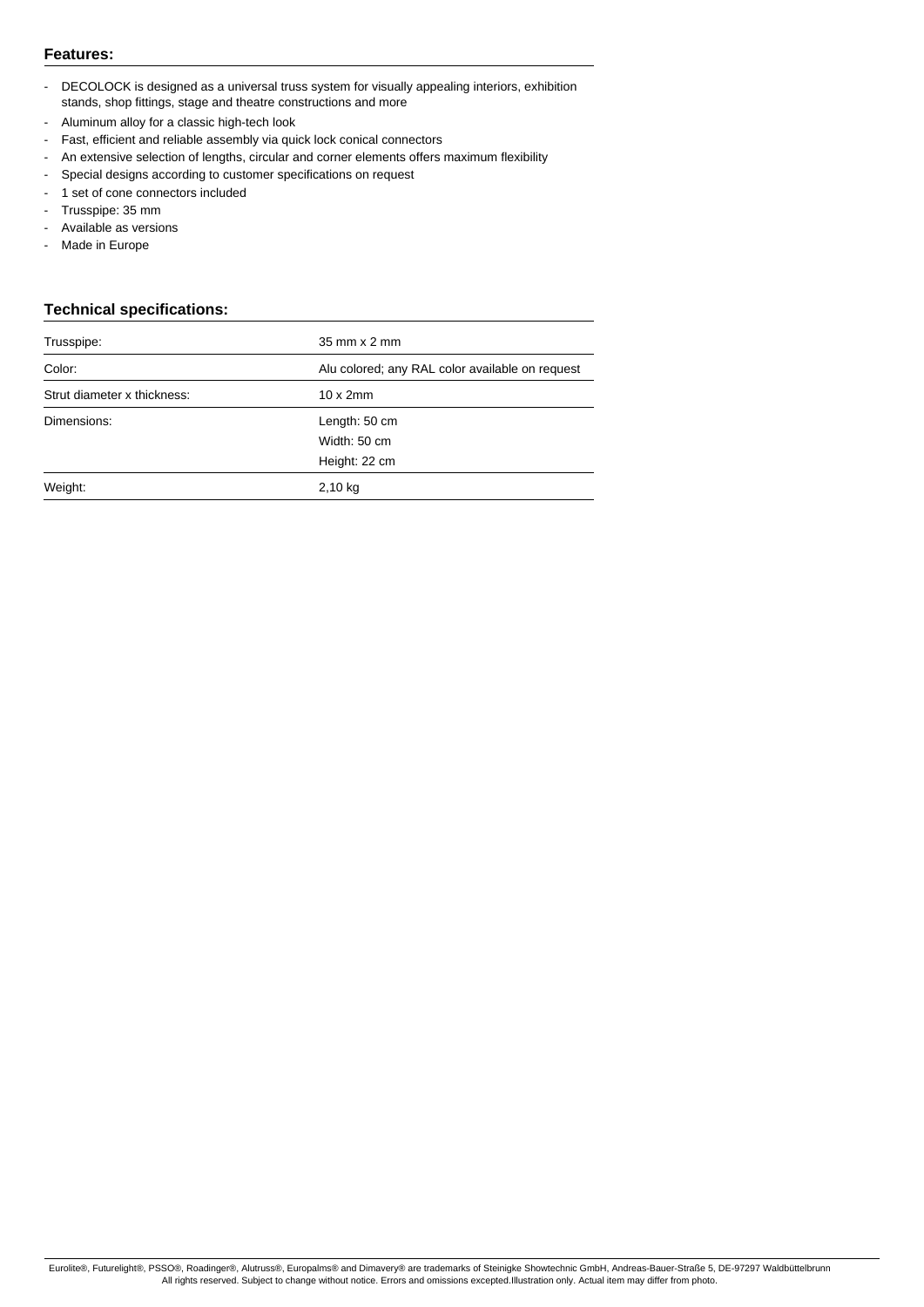## Features:

- DECOLOCK is designed as a universal truss system for visually appealing interiors, exhibition stands, shop fittings, stage and theatre constructions and more
- Aluminum alloy for a classic high-tech look
- Fast, efficient and reliable assembly via quick lock conical connectors
- An extensive selection of lengths, circular and corner elements offers maximum flexibility
- Special designs according to customer specifications on request
- 1 set of cone connectors included
- Trusspipe: 35 mm
- Available as versions
- Made in Europe

## Technical specifications:

| | |
|---|---|
| Trusspipe: | 35 mm x 2 mm |
| Color: | Alu colored; any RAL color available on request |
| Strut diameter x thickness: | 10 x 2mm |
| Dimensions: | Length: 50 cm<br>Width: 50 cm<br>Height: 22 cm |
| Weight: | 2,10 kg |